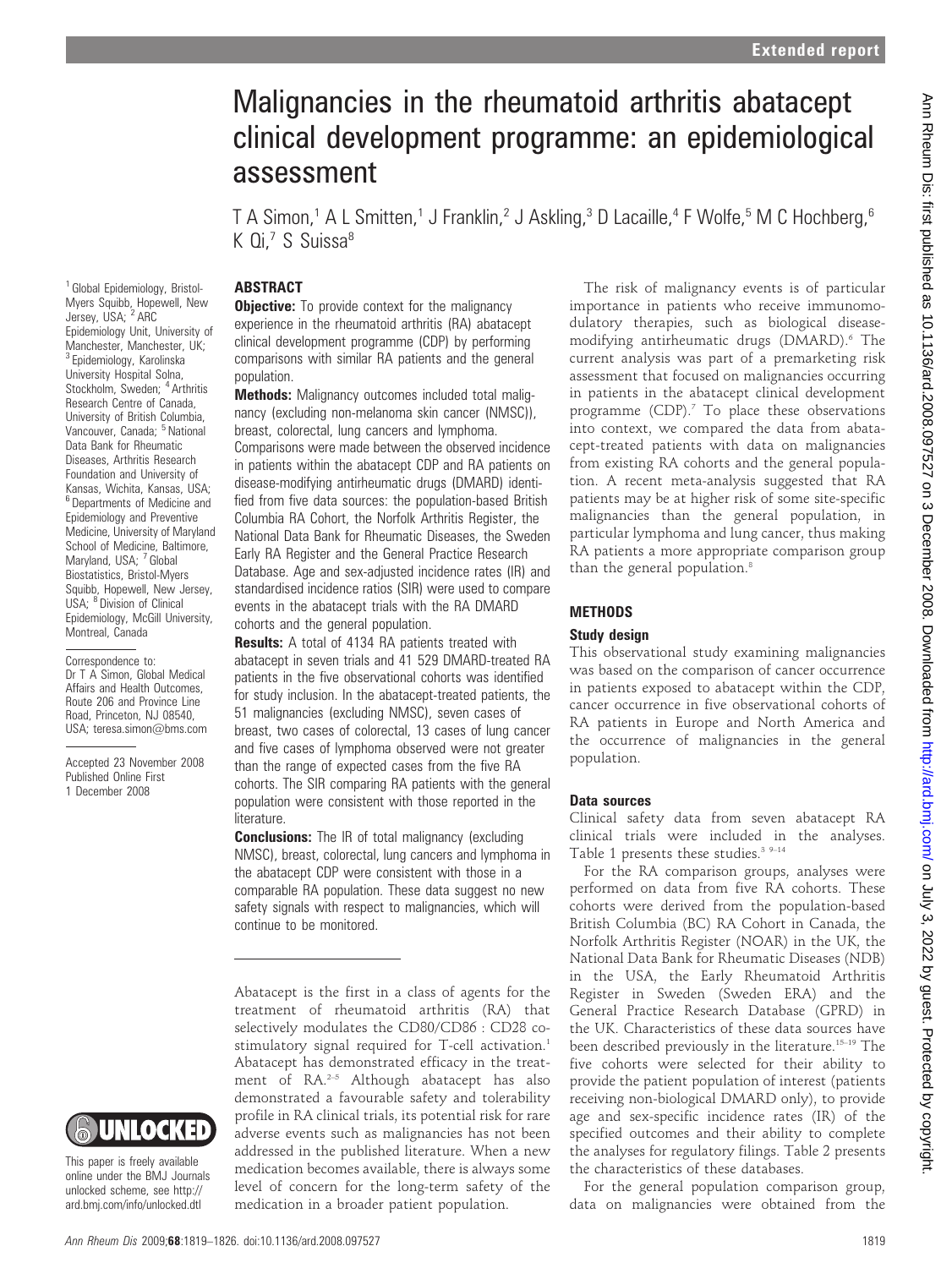# Malignancies in the rheumatoid arthritis abatacept clinical development programme: an epidemiological assessment

T A Simon,[1] A L Smitten,[1] J Franklin,[2] J Askling,[3] D Lacaille,[4] F Wolfe,[5] M C Hochberg,[6] K Qi,[7] S Suissa[8]

[1] Global Epidemiology, Bristol-Myers Squibb, Hopewell, New Jersey, USA; [2] ARC Epidemiology Unit, University of Manchester, Manchester, UK; [3] Epidemiology, Karolinska University Hospital Solna, Stockholm, Sweden; [4] Arthritis Research Centre of Canada, University of British Columbia, Vancouver, Canada; [5] National Data Bank for Rheumatic Diseases, Arthritis Research Foundation and University of Kansas, Wichita, Kansas, USA; [6] Departments of Medicine and Epidemiology and Preventive Medicine, University of Maryland School of Medicine, Baltimore, Maryland, USA; [7] Global Biostatistics, Bristol-Myers Squibb, Hopewell, New Jersey, USA; [8] Division of Clinical Epidemiology, McGill University, Montreal, Canada

Correspondence to: Dr T A Simon, Global Medical Affairs and Health Outcomes, Route 206 and Province Line Road, Princeton, NJ 08540, USA; teresa.simon@bms.com

Accepted 23 November 2008
Published Online First 1 December 2008

This paper is freely available online under the BMJ Journals unlocked scheme, see http://ard.bmj.com/info/unlocked.dtl

## ABSTRACT

**Objective:** To provide context for the malignancy experience in the rheumatoid arthritis (RA) abatacept clinical development programme (CDP) by performing comparisons with similar RA patients and the general population.

**Methods:** Malignancy outcomes included total malignancy (excluding non-melanoma skin cancer (NMSC)), breast, colorectal, lung cancers and lymphoma. Comparisons were made between the observed incidence in patients within the abatacept CDP and RA patients on disease-modifying antirheumatic drugs (DMARD) identified from five data sources: the population-based British Columbia RA Cohort, the Norfolk Arthritis Register, the National Data Bank for Rheumatic Diseases, the Sweden Early RA Register and the General Practice Research Database. Age and sex-adjusted incidence rates (IR) and standardised incidence ratios (SIR) were used to compare events in the abatacept trials with the RA DMARD cohorts and the general population.

**Results:** A total of 4134 RA patients treated with abatacept in seven trials and 41 529 DMARD-treated RA patients in the five observational cohorts was identified for study inclusion. In the abatacept-treated patients, the 51 malignancies (excluding NMSC), seven cases of breast, two cases of colorectal, 13 cases of lung cancer and five cases of lymphoma observed were not greater than the range of expected cases from the five RA cohorts. The SIR comparing RA patients with the general population were consistent with those reported in the literature.

**Conclusions:** The IR of total malignancy (excluding NMSC), breast, colorectal, lung cancers and lymphoma in the abatacept CDP were consistent with those in a comparable RA population. These data suggest no new safety signals with respect to malignancies, which will continue to be monitored.

Abatacept is the first in a class of agents for the treatment of rheumatoid arthritis (RA) that selectively modulates the CD80/CD86 : CD28 co-stimulatory signal required for T-cell activation.[1] Abatacept has demonstrated efficacy in the treatment of RA.[2–5] Although abatacept has also demonstrated a favourable safety and tolerability profile in RA clinical trials, its potential risk for rare adverse events such as malignancies has not been addressed in the published literature. When a new medication becomes available, there is always some level of concern for the long-term safety of the medication in a broader patient population.

The risk of malignancy events is of particular importance in patients who receive immunomodulatory therapies, such as biological disease-modifying antirheumatic drugs (DMARD).[6] The current analysis was part of a premarketing risk assessment that focused on malignancies occurring in patients in the abatacept clinical development programme (CDP).[7] To place these observations into context, we compared the data from abatacept-treated patients with data on malignancies from existing RA cohorts and the general population. A recent meta-analysis suggested that RA patients may be at higher risk of some site-specific malignancies than the general population, in particular lymphoma and lung cancer, thus making RA patients a more appropriate comparison group than the general population.[8]

## METHODS

### Study design

This observational study examining malignancies was based on the comparison of cancer occurrence in patients exposed to abatacept within the CDP, cancer occurrence in five observational cohorts of RA patients in Europe and North America and the occurrence of malignancies in the general population.

### Data sources

Clinical safety data from seven abatacept RA clinical trials were included in the analyses. Table 1 presents these studies.[3 9–14]

For the RA comparison groups, analyses were performed on data from five RA cohorts. These cohorts were derived from the population-based British Columbia (BC) RA Cohort in Canada, the Norfolk Arthritis Register (NOAR) in the UK, the National Data Bank for Rheumatic Diseases (NDB) in the USA, the Early Rheumatoid Arthritis Register in Sweden (Sweden ERA) and the General Practice Research Database (GPRD) in the UK. Characteristics of these data sources have been described previously in the literature.[15–19] The five cohorts were selected for their ability to provide the patient population of interest (patients receiving non-biological DMARD only), to provide age and sex-specific incidence rates (IR) of the specified outcomes and their ability to complete the analyses for regulatory filings. Table 2 presents the characteristics of these databases.

For the general population comparison group, data on malignancies were obtained from the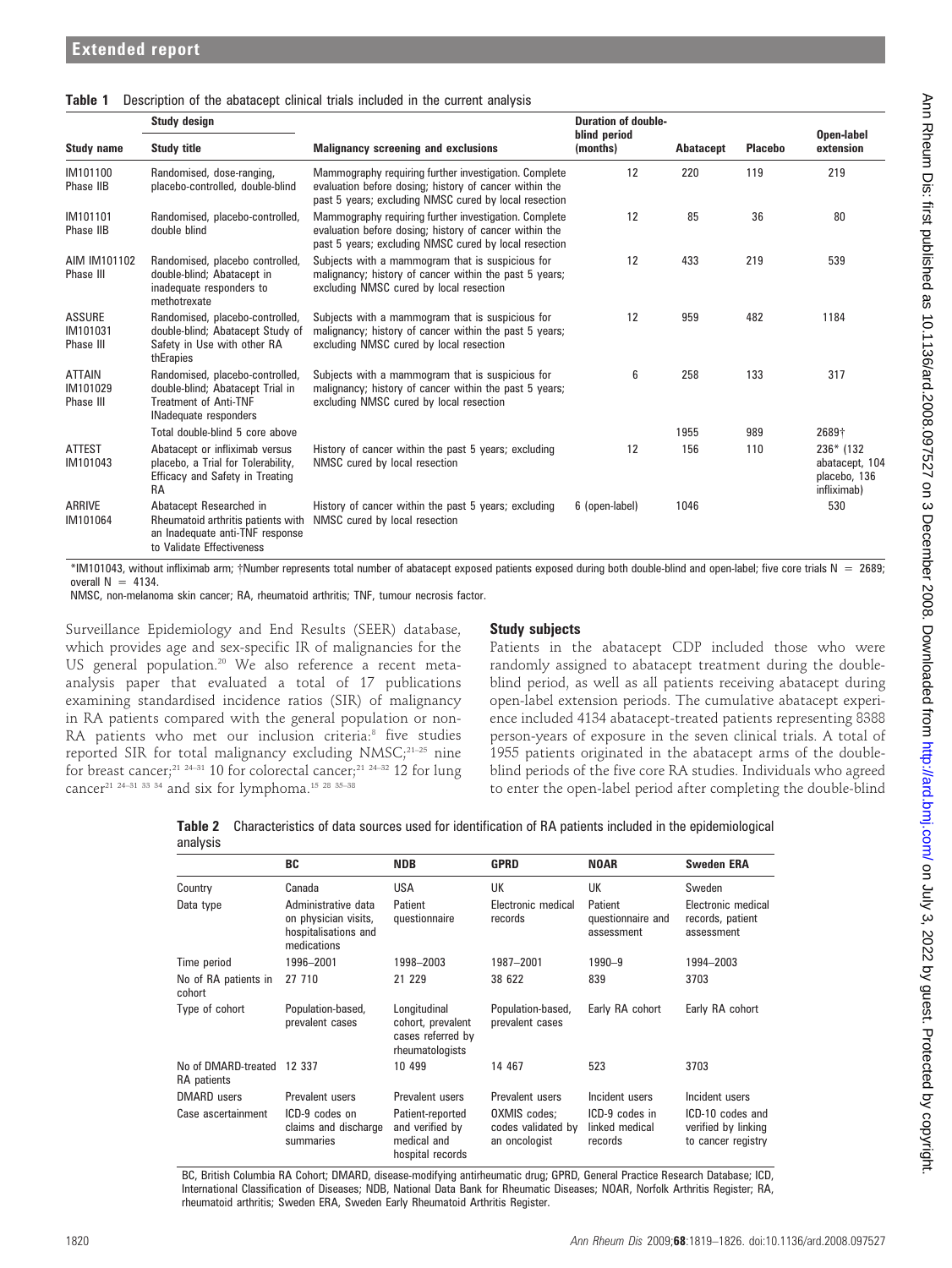**Table 1** Description of the abatacept clinical trials included in the current analysis

| Study name | Study design: Study title | Malignancy screening and exclusions | Duration of double-blind period (months) | Abatacept | Placebo | Open-label extension |
|---|---|---|---|---|---|---|
| IM101100 Phase IIB | Randomised, dose-ranging, placebo-controlled, double-blind | Mammography requiring further investigation. Complete evaluation before dosing; history of cancer within the past 5 years; excluding NMSC cured by local resection | 12 | 220 | 119 | 219 |
| IM101101 Phase IIB | Randomised, placebo-controlled, double blind | Mammography requiring further investigation. Complete evaluation before dosing; history of cancer within the past 5 years; excluding NMSC cured by local resection | 12 | 85 | 36 | 80 |
| AIM IM101102 Phase III | Randomised, placebo controlled, double-blind; Abatacept in inadequate responders to methotrexate | Subjects with a mammogram that is suspicious for malignancy; history of cancer within the past 5 years; excluding NMSC cured by local resection | 12 | 433 | 219 | 539 |
| ASSURE IM101031 Phase III | Randomised, placebo-controlled, double-blind; Abatacept Study of Safety in Use with other RA thErapies | Subjects with a mammogram that is suspicious for malignancy; history of cancer within the past 5 years; excluding NMSC cured by local resection | 12 | 959 | 482 | 1184 |
| ATTAIN IM101029 Phase III | Randomised, placebo-controlled, double-blind; Abatacept Trial in Treatment of Anti-TNF INadequate responders | Subjects with a mammogram that is suspicious for malignancy; history of cancer within the past 5 years; excluding NMSC cured by local resection | 6 | 258 | 133 | 317 |
| | Total double-blind 5 core above | | | 1955 | 989 | 2689† |
| ATTEST IM101043 | Abatacept or infliximab versus placebo, a Trial for Tolerability, Efficacy and Safety in Treating RA | History of cancer within the past 5 years; excluding NMSC cured by local resection | 12 | 156 | 110 | 236* (132 abatacept, 104 placebo, 136 infliximab) |
| ARRIVE IM101064 | Abatacept Researched in Rheumatoid arthritis patients with an Inadequate anti-TNF response to Validate Effectiveness | History of cancer within the past 5 years; excluding NMSC cured by local resection | 6 (open-label) | 1046 | | 530 |

*IM101043, without infliximab arm; †Number represents total number of abatacept exposed patients exposed during both double-blind and open-label; five core trials N = 2689; overall N = 4134.

NMSC, non-melanoma skin cancer; RA, rheumatoid arthritis; TNF, tumour necrosis factor.

Surveillance Epidemiology and End Results (SEER) database, which provides age and sex-specific IR of malignancies for the US general population.[20] We also reference a recent meta-analysis paper that evaluated a total of 17 publications examining standardised incidence ratios (SIR) of malignancy in RA patients compared with the general population or non-RA patients who met our inclusion criteria:[8] five studies reported SIR for total malignancy excluding NMSC;[21–25] nine for breast cancer;[21 24–31] 10 for colorectal cancer;[21 24–32] 12 for lung cancer[21 24–31 33 34] and six for lymphoma.[15 28 35–38]

### Study subjects

Patients in the abatacept CDP included those who were randomly assigned to abatacept treatment during the double-blind period, as well as all patients receiving abatacept during open-label extension periods. The cumulative abatacept experience included 4134 abatacept-treated patients representing 8388 person-years of exposure in the seven clinical trials. A total of 1955 patients originated in the abatacept arms of the double-blind periods of the five core RA studies. Individuals who agreed to enter the open-label period after completing the double-blind

**Table 2** Characteristics of data sources used for identification of RA patients included in the epidemiological analysis

| | BC | NDB | GPRD | NOAR | Sweden ERA |
|---|---|---|---|---|---|
| Country | Canada | USA | UK | UK | Sweden |
| Data type | Administrative data on physician visits, hospitalisations and medications | Patient questionnaire | Electronic medical records | Patient questionnaire and assessment | Electronic medical records, patient assessment |
| Time period | 1996–2001 | 1998–2003 | 1987–2001 | 1990–9 | 1994–2003 |
| No of RA patients in cohort | 27 710 | 21 229 | 38 622 | 839 | 3703 |
| Type of cohort | Population-based, prevalent cases | Longitudinal cohort, prevalent cases referred by rheumatologists | Population-based, prevalent cases | Early RA cohort | Early RA cohort |
| No of DMARD-treated RA patients | 12 337 | 10 499 | 14 467 | 523 | 3703 |
| DMARD users | Prevalent users | Prevalent users | Prevalent users | Incident users | Incident users |
| Case ascertainment | ICD-9 codes on claims and discharge summaries | Patient-reported and verified by medical and hospital records | OXMIS codes; codes validated by an oncologist | ICD-9 codes in linked medical records | ICD-10 codes and verified by linking to cancer registry |

BC, British Columbia RA Cohort; DMARD, disease-modifying antirheumatic drug; GPRD, General Practice Research Database; ICD, International Classification of Diseases; NDB, National Data Bank for Rheumatic Diseases; NOAR, Norfolk Arthritis Register; RA, rheumatoid arthritis; Sweden ERA, Sweden Early Rheumatoid Arthritis Register.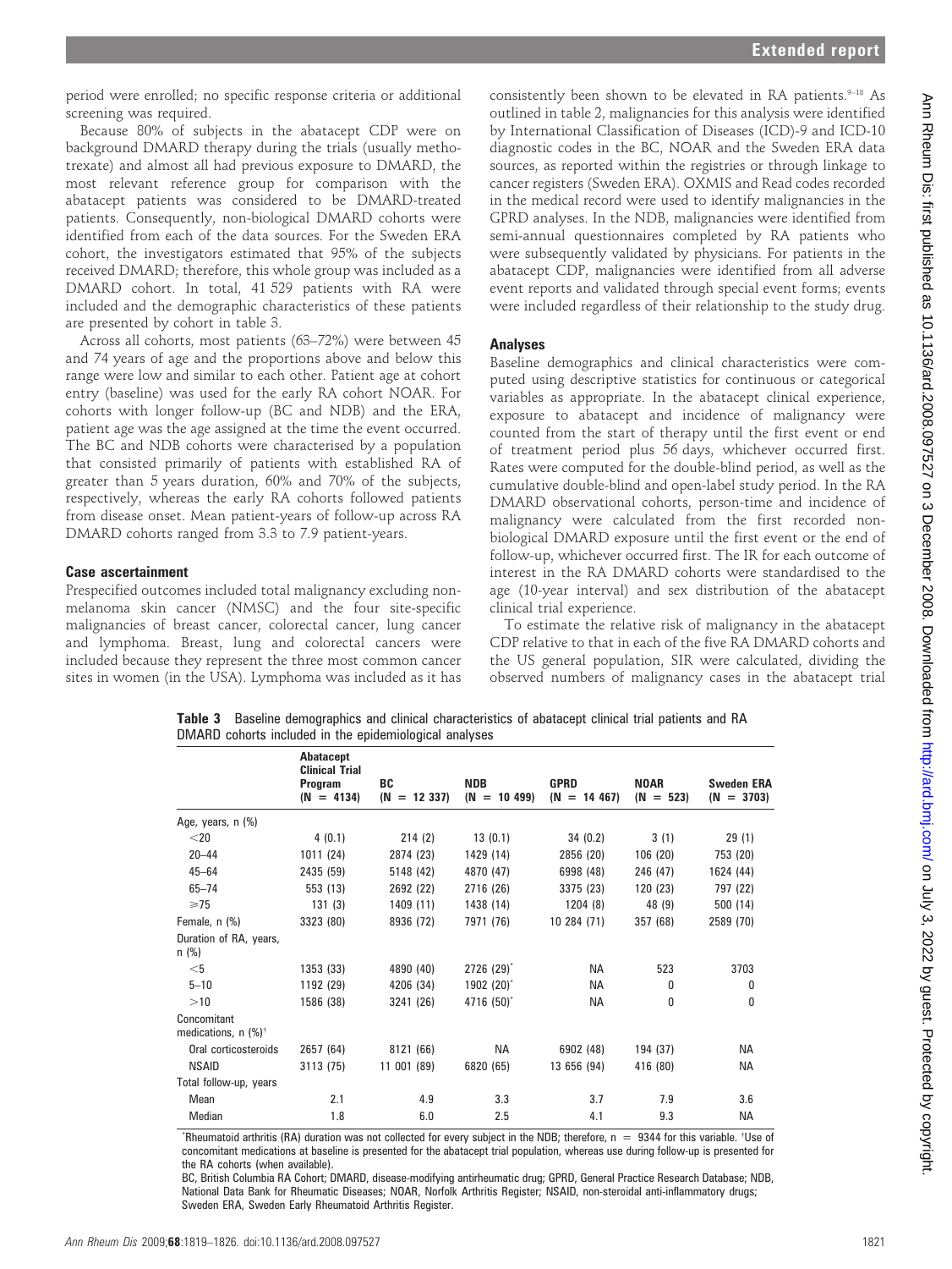period were enrolled; no specific response criteria or additional screening was required.

Because 80% of subjects in the abatacept CDP were on background DMARD therapy during the trials (usually methotrexate) and almost all had previous exposure to DMARD, the most relevant reference group for comparison with the abatacept patients was considered to be DMARD-treated patients. Consequently, non-biological DMARD cohorts were identified from each of the data sources. For the Sweden ERA cohort, the investigators estimated that 95% of the subjects received DMARD; therefore, this whole group was included as a DMARD cohort. In total, 41 529 patients with RA were included and the demographic characteristics of these patients are presented by cohort in table 3.

Across all cohorts, most patients (63–72%) were between 45 and 74 years of age and the proportions above and below this range were low and similar to each other. Patient age at cohort entry (baseline) was used for the early RA cohort NOAR. For cohorts with longer follow-up (BC and NDB) and the ERA, patient age was the age assigned at the time the event occurred. The BC and NDB cohorts were characterised by a population that consisted primarily of patients with established RA of greater than 5 years duration, 60% and 70% of the subjects, respectively, whereas the early RA cohorts followed patients from disease onset. Mean patient-years of follow-up across RA DMARD cohorts ranged from 3.3 to 7.9 patient-years.

### Case ascertainment

Prespecified outcomes included total malignancy excluding non-melanoma skin cancer (NMSC) and the four site-specific malignancies of breast cancer, colorectal cancer, lung cancer and lymphoma. Breast, lung and colorectal cancers were included because they represent the three most common cancer sites in women (in the USA). Lymphoma was included as it has consistently been shown to be elevated in RA patients.[9–18] As outlined in table 2, malignancies for this analysis were identified by International Classification of Diseases (ICD)-9 and ICD-10 diagnostic codes in the BC, NOAR and the Sweden ERA data sources, as reported within the registries or through linkage to cancer registers (Sweden ERA). OXMIS and Read codes recorded in the medical record were used to identify malignancies in the GPRD analyses. In the NDB, malignancies were identified from semi-annual questionnaires completed by RA patients who were subsequently validated by physicians. For patients in the abatacept CDP, malignancies were identified from all adverse event reports and validated through special event forms; events were included regardless of their relationship to the study drug.

### Analyses

Baseline demographics and clinical characteristics were computed using descriptive statistics for continuous or categorical variables as appropriate. In the abatacept clinical experience, exposure to abatacept and incidence of malignancy were counted from the start of therapy until the first event or end of treatment period plus 56 days, whichever occurred first. Rates were computed for the double-blind period, as well as the cumulative double-blind and open-label study period. In the RA DMARD observational cohorts, person-time and incidence of malignancy were calculated from the first recorded non-biological DMARD exposure until the first event or the end of follow-up, whichever occurred first. The IR for each outcome of interest in the RA DMARD cohorts were standardised to the age (10-year interval) and sex distribution of the abatacept clinical trial experience.

To estimate the relative risk of malignancy in the abatacept CDP relative to that in each of the five RA DMARD cohorts and the US general population, SIR were calculated, dividing the observed numbers of malignancy cases in the abatacept trial

**Table 3** Baseline demographics and clinical characteristics of abatacept clinical trial patients and RA DMARD cohorts included in the epidemiological analyses

| | Abatacept Clinical Trial Program (N = 4134) | BC (N = 12 337) | NDB (N = 10 499) | GPRD (N = 14 467) | NOAR (N = 523) | Sweden ERA (N = 3703) |
|---|---|---|---|---|---|---|
| Age, years, n (%) | | | | | | |
| <20 | 4 (0.1) | 214 (2) | 13 (0.1) | 34 (0.2) | 3 (1) | 29 (1) |
| 20–44 | 1011 (24) | 2874 (23) | 1429 (14) | 2856 (20) | 106 (20) | 753 (20) |
| 45–64 | 2435 (59) | 5148 (42) | 4870 (47) | 6998 (48) | 246 (47) | 1624 (44) |
| 65–74 | 553 (13) | 2692 (22) | 2716 (26) | 3375 (23) | 120 (23) | 797 (22) |
| ≥75 | 131 (3) | 1409 (11) | 1438 (14) | 1204 (8) | 48 (9) | 500 (14) |
| Female, n (%) | 3323 (80) | 8936 (72) | 7971 (76) | 10 284 (71) | 357 (68) | 2589 (70) |
| Duration of RA, years, n (%) | | | | | | |
| <5 | 1353 (33) | 4890 (40) | 2726 (29)* | NA | 523 | 3703 |
| 5–10 | 1192 (29) | 4206 (34) | 1902 (20)* | NA | 0 | 0 |
| >10 | 1586 (38) | 3241 (26) | 4716 (50)* | NA | 0 | 0 |
| Concomitant medications, n (%)† | | | | | | |
| Oral corticosteroids | 2657 (64) | 8121 (66) | NA | 6902 (48) | 194 (37) | NA |
| NSAID | 3113 (75) | 11 001 (89) | 6820 (65) | 13 656 (94) | 416 (80) | NA |
| Total follow-up, years | | | | | | |
| Mean | 2.1 | 4.9 | 3.3 | 3.7 | 7.9 | 3.6 |
| Median | 1.8 | 6.0 | 2.5 | 4.1 | 9.3 | NA |

*Rheumatoid arthritis (RA) duration was not collected for every subject in the NDB; therefore, n = 9344 for this variable. †Use of concomitant medications at baseline is presented for the abatacept trial population, whereas use during follow-up is presented for the RA cohorts (when available).

BC, British Columbia RA Cohort; DMARD, disease-modifying antirheumatic drug; GPRD, General Practice Research Database; NDB, National Data Bank for Rheumatic Diseases; NOAR, Norfolk Arthritis Register; NSAID, non-steroidal anti-inflammatory drugs; Sweden ERA, Sweden Early Rheumatoid Arthritis Register.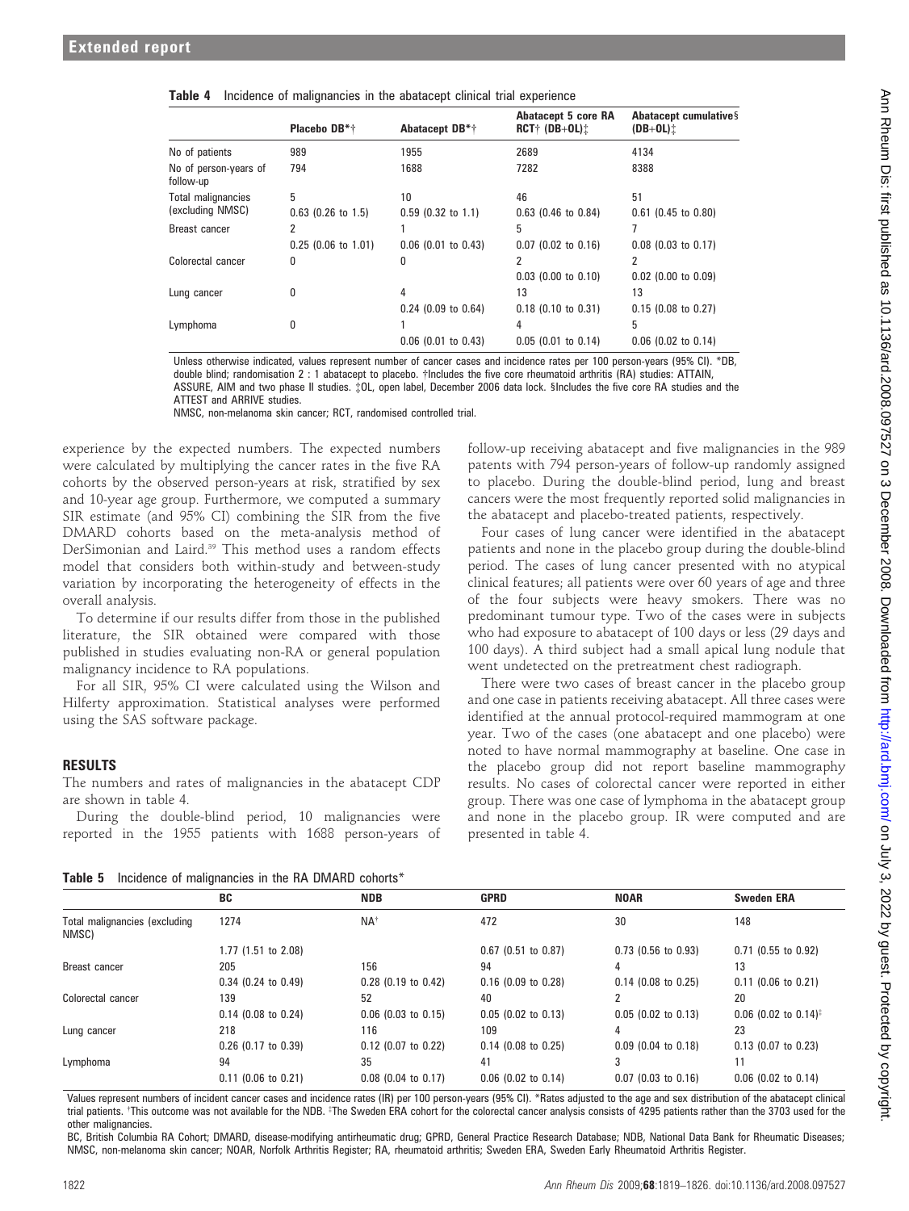**Table 4** Incidence of malignancies in the abatacept clinical trial experience

| | Placebo DB*† | Abatacept DB*† | Abatacept 5 core RA RCT† (DB+OL)‡ | Abatacept cumulative§ (DB+OL)‡ |
|---|---|---|---|---|
| No of patients | 989 | 1955 | 2689 | 4134 |
| No of person-years of follow-up | 794 | 1688 | 7282 | 8388 |
| Total malignancies (excluding NMSC) | 5 | 10 | 46 | 51 |
| | 0.63 (0.26 to 1.5) | 0.59 (0.32 to 1.1) | 0.63 (0.46 to 0.84) | 0.61 (0.45 to 0.80) |
| Breast cancer | 2 | 1 | 5 | 7 |
| | 0.25 (0.06 to 1.01) | 0.06 (0.01 to 0.43) | 0.07 (0.02 to 0.16) | 0.08 (0.03 to 0.17) |
| Colorectal cancer | 0 | 0 | 2 | 2 |
| | | | 0.03 (0.00 to 0.10) | 0.02 (0.00 to 0.09) |
| Lung cancer | 0 | 4 | 13 | 13 |
| | | 0.24 (0.09 to 0.64) | 0.18 (0.10 to 0.31) | 0.15 (0.08 to 0.27) |
| Lymphoma | 0 | 1 | 4 | 5 |
| | | 0.06 (0.01 to 0.43) | 0.05 (0.01 to 0.14) | 0.06 (0.02 to 0.14) |

Unless otherwise indicated, values represent number of cancer cases and incidence rates per 100 person-years (95% CI). *DB, double blind; randomisation 2 : 1 abatacept to placebo. †Includes the five core rheumatoid arthritis (RA) studies: ATTAIN, ASSURE, AIM and two phase II studies. ‡OL, open label, December 2006 data lock. §Includes the five core RA studies and the ATTEST and ARRIVE studies.
NMSC, non-melanoma skin cancer; RCT, randomised controlled trial.

experience by the expected numbers. The expected numbers were calculated by multiplying the cancer rates in the five RA cohorts by the observed person-years at risk, stratified by sex and 10-year age group. Furthermore, we computed a summary SIR estimate (and 95% CI) combining the SIR from the five DMARD cohorts based on the meta-analysis method of DerSimonian and Laird.[39] This method uses a random effects model that considers both within-study and between-study variation by incorporating the heterogeneity of effects in the overall analysis.

To determine if our results differ from those in the published literature, the SIR obtained were compared with those published in studies evaluating non-RA or general population malignancy incidence to RA populations.

For all SIR, 95% CI were calculated using the Wilson and Hilferty approximation. Statistical analyses were performed using the SAS software package.

## RESULTS

The numbers and rates of malignancies in the abatacept CDP are shown in table 4.

During the double-blind period, 10 malignancies were reported in the 1955 patients with 1688 person-years of follow-up receiving abatacept and five malignancies in the 989 patents with 794 person-years of follow-up randomly assigned to placebo. During the double-blind period, lung and breast cancers were the most frequently reported solid malignancies in the abatacept and placebo-treated patients, respectively.

Four cases of lung cancer were identified in the abatacept patients and none in the placebo group during the double-blind period. The cases of lung cancer presented with no atypical clinical features; all patients were over 60 years of age and three of the four subjects were heavy smokers. There was no predominant tumour type. Two of the cases were in subjects who had exposure to abatacept of 100 days or less (29 days and 100 days). A third subject had a small apical lung nodule that went undetected on the pretreatment chest radiograph.

There were two cases of breast cancer in the placebo group and one case in patients receiving abatacept. All three cases were identified at the annual protocol-required mammogram at one year. Two of the cases (one abatacept and one placebo) were noted to have normal mammography at baseline. One case in the placebo group did not report baseline mammography results. No cases of colorectal cancer were reported in either group. There was one case of lymphoma in the abatacept group and none in the placebo group. IR were computed and are presented in table 4.

**Table 5** Incidence of malignancies in the RA DMARD cohorts*

| | BC | NDB | GPRD | NOAR | Sweden ERA |
|---|---|---|---|---|---|
| Total malignancies (excluding NMSC) | 1274 | NA† | 472 | 30 | 148 |
| | 1.77 (1.51 to 2.08) | | 0.67 (0.51 to 0.87) | 0.73 (0.56 to 0.93) | 0.71 (0.55 to 0.92) |
| Breast cancer | 205 | 156 | 94 | 4 | 13 |
| | 0.34 (0.24 to 0.49) | 0.28 (0.19 to 0.42) | 0.16 (0.09 to 0.28) | 0.14 (0.08 to 0.25) | 0.11 (0.06 to 0.21) |
| Colorectal cancer | 139 | 52 | 40 | 2 | 20 |
| | 0.14 (0.08 to 0.24) | 0.06 (0.03 to 0.15) | 0.05 (0.02 to 0.13) | 0.05 (0.02 to 0.13) | 0.06 (0.02 to 0.14)‡ |
| Lung cancer | 218 | 116 | 109 | 4 | 23 |
| | 0.26 (0.17 to 0.39) | 0.12 (0.07 to 0.22) | 0.14 (0.08 to 0.25) | 0.09 (0.04 to 0.18) | 0.13 (0.07 to 0.23) |
| Lymphoma | 94 | 35 | 41 | 3 | 11 |
| | 0.11 (0.06 to 0.21) | 0.08 (0.04 to 0.17) | 0.06 (0.02 to 0.14) | 0.07 (0.03 to 0.16) | 0.06 (0.02 to 0.14) |

Values represent numbers of incident cancer cases and incidence rates (IR) per 100 person-years (95% CI). *Rates adjusted to the age and sex distribution of the abatacept clinical trial patients. †This outcome was not available for the NDB. ‡The Sweden ERA cohort for the colorectal cancer analysis consists of 4295 patients rather than the 3703 used for the other malignancies.

BC, British Columbia RA Cohort; DMARD, disease-modifying antirheumatic drug; GPRD, General Practice Research Database; NDB, National Data Bank for Rheumatic Diseases; NMSC, non-melanoma skin cancer; NOAR, Norfolk Arthritis Register; RA, rheumatoid arthritis; Sweden ERA, Sweden Early Rheumatoid Arthritis Register.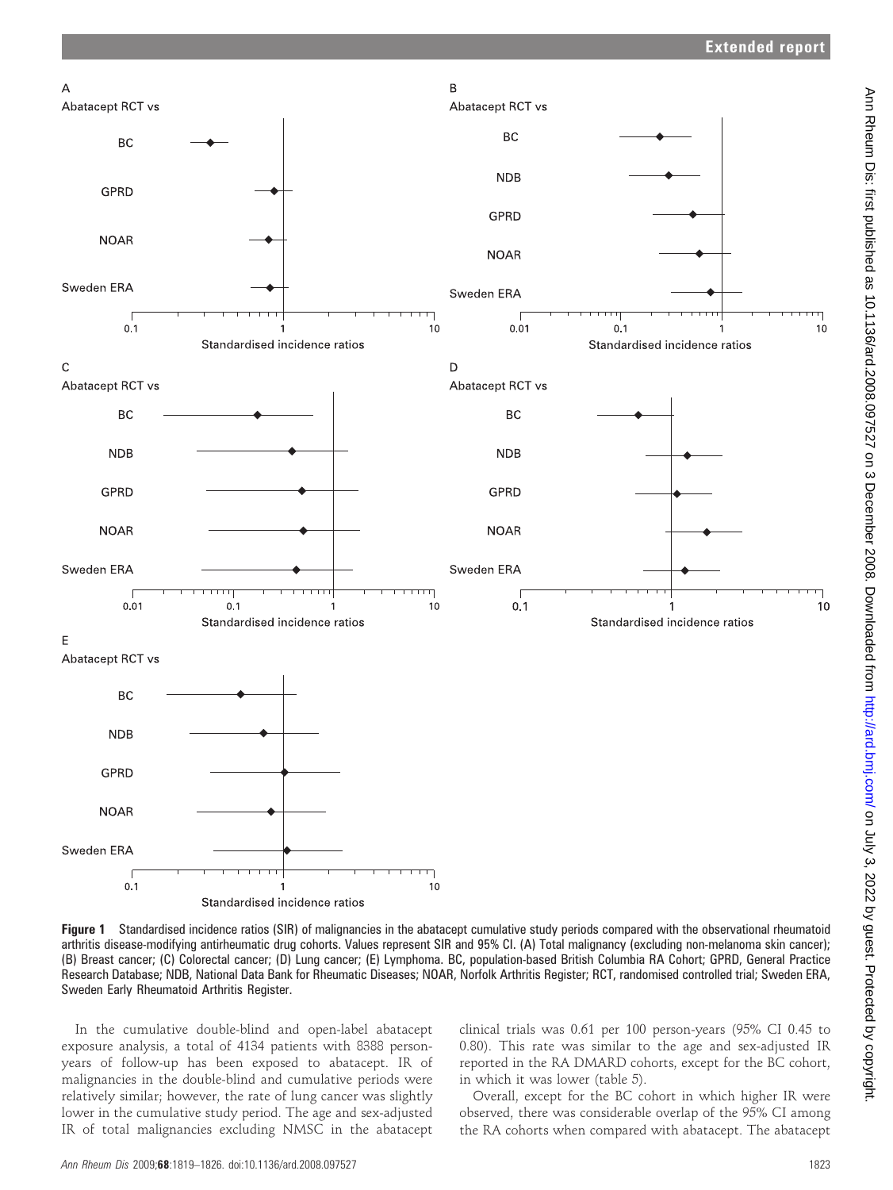Figure 1 Standardised incidence ratios (SIR) of malignancies in the abatacept cumulative study periods compared with the observational rheumatoid arthritis disease-modifying antirheumatic drug cohorts. Values represent SIR and 95% CI. (A) Total malignancy (excluding non-melanoma skin cancer); (B) Breast cancer; (C) Colorectal cancer; (D) Lung cancer; (E) Lymphoma. BC, population-based British Columbia RA Cohort; GPRD, General Practice Research Database; NDB, National Data Bank for Rheumatic Diseases; NOAR, Norfolk Arthritis Register; RCT, randomised controlled trial; Sweden ERA, Sweden Early Rheumatoid Arthritis Register.

In the cumulative double-blind and open-label abatacept exposure analysis, a total of 4134 patients with 8388 person-years of follow-up has been exposed to abatacept. IR of malignancies in the double-blind and cumulative periods were relatively similar; however, the rate of lung cancer was slightly lower in the cumulative study period. The age and sex-adjusted IR of total malignancies excluding NMSC in the abatacept clinical trials was 0.61 per 100 person-years (95% CI 0.45 to 0.80). This rate was similar to the age and sex-adjusted IR reported in the RA DMARD cohorts, except for the BC cohort, in which it was lower (table 5).

Overall, except for the BC cohort in which higher IR were observed, there was considerable overlap of the 95% CI among the RA cohorts when compared with abatacept. The abatacept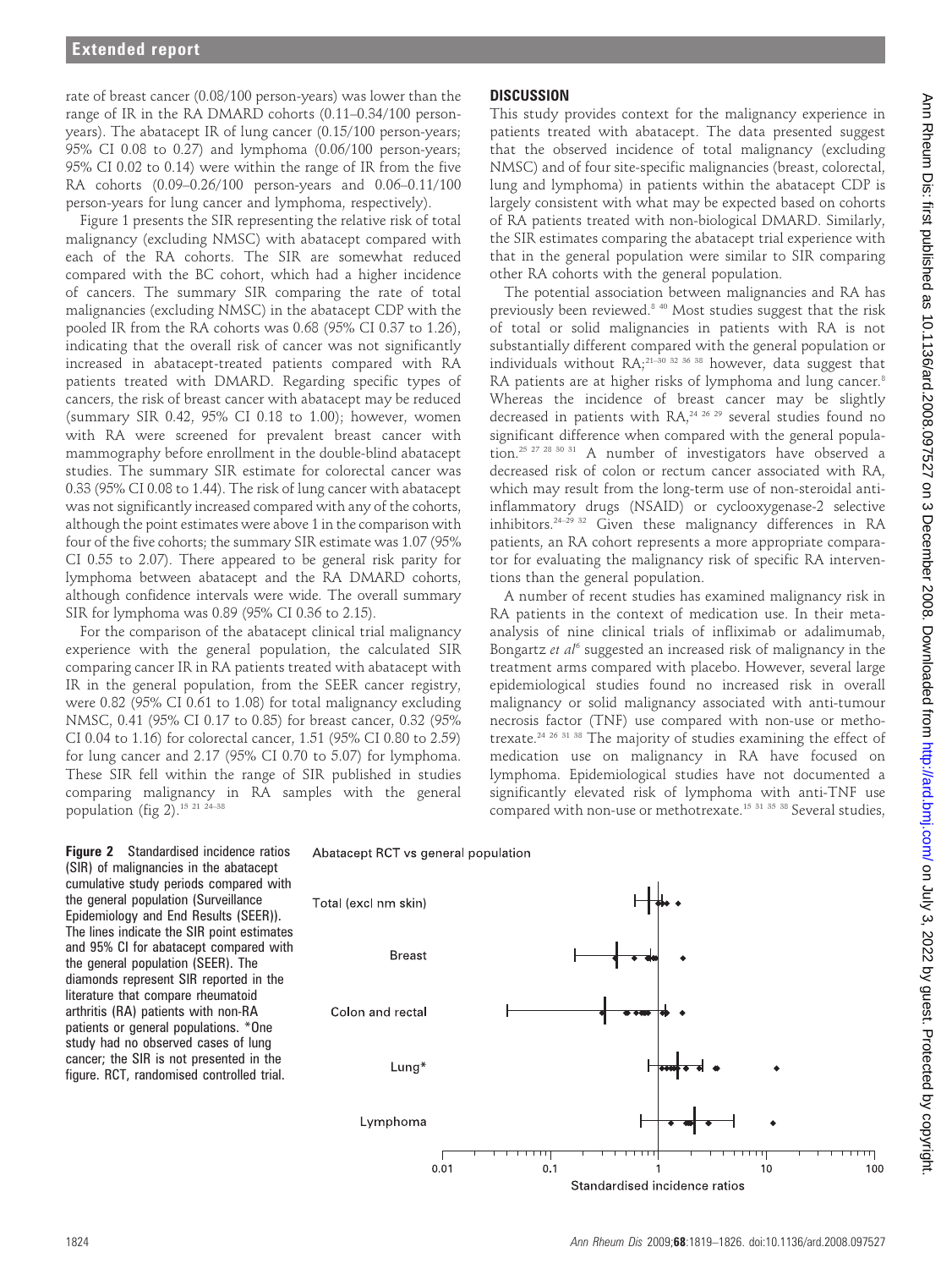rate of breast cancer (0.08/100 person-years) was lower than the range of IR in the RA DMARD cohorts (0.11–0.34/100 person-years). The abatacept IR of lung cancer (0.15/100 person-years; 95% CI 0.08 to 0.27) and lymphoma (0.06/100 person-years; 95% CI 0.02 to 0.14) were within the range of IR from the five RA cohorts (0.09–0.26/100 person-years and 0.06–0.11/100 person-years for lung cancer and lymphoma, respectively).

Figure 1 presents the SIR representing the relative risk of total malignancy (excluding NMSC) with abatacept compared with each of the RA cohorts. The SIR are somewhat reduced compared with the BC cohort, which had a higher incidence of cancers. The summary SIR comparing the rate of total malignancies (excluding NMSC) in the abatacept CDP with the pooled IR from the RA cohorts was 0.68 (95% CI 0.37 to 1.26), indicating that the overall risk of cancer was not significantly increased in abatacept-treated patients compared with RA patients treated with DMARD. Regarding specific types of cancers, the risk of breast cancer with abatacept may be reduced (summary SIR 0.42, 95% CI 0.18 to 1.00); however, women with RA were screened for prevalent breast cancer with mammography before enrollment in the double-blind abatacept studies. The summary SIR estimate for colorectal cancer was 0.33 (95% CI 0.08 to 1.44). The risk of lung cancer with abatacept was not significantly increased compared with any of the cohorts, although the point estimates were above 1 in the comparison with four of the five cohorts; the summary SIR estimate was 1.07 (95% CI 0.55 to 2.07). There appeared to be general risk parity for lymphoma between abatacept and the RA DMARD cohorts, although confidence intervals were wide. The overall summary SIR for lymphoma was 0.89 (95% CI 0.36 to 2.15).

For the comparison of the abatacept clinical trial malignancy experience with the general population, the calculated SIR comparing cancer IR in RA patients treated with abatacept with IR in the general population, from the SEER cancer registry, were 0.82 (95% CI 0.61 to 1.08) for total malignancy excluding NMSC, 0.41 (95% CI 0.17 to 0.85) for breast cancer, 0.32 (95% CI 0.04 to 1.16) for colorectal cancer, 1.51 (95% CI 0.80 to 2.59) for lung cancer and 2.17 (95% CI 0.70 to 5.07) for lymphoma. These SIR fell within the range of SIR published in studies comparing malignancy in RA samples with the general population (fig 2).[15 21 24–38]

## DISCUSSION

This study provides context for the malignancy experience in patients treated with abatacept. The data presented suggest that the observed incidence of total malignancy (excluding NMSC) and of four site-specific malignancies (breast, colorectal, lung and lymphoma) in patients within the abatacept CDP is largely consistent with what may be expected based on cohorts of RA patients treated with non-biological DMARD. Similarly, the SIR estimates comparing the abatacept trial experience with that in the general population were similar to SIR comparing other RA cohorts with the general population.

The potential association between malignancies and RA has previously been reviewed.[8 40] Most studies suggest that the risk of total or solid malignancies in patients with RA is not substantially different compared with the general population or individuals without RA;[21–30 32 36 38] however, data suggest that RA patients are at higher risks of lymphoma and lung cancer.[8] Whereas the incidence of breast cancer may be slightly decreased in patients with RA,[24 26 29] several studies found no significant difference when compared with the general population.[25 27 28 30 31] A number of investigators have observed a decreased risk of colon or rectum cancer associated with RA, which may result from the long-term use of non-steroidal anti-inflammatory drugs (NSAID) or cyclooxygenase-2 selective inhibitors.[24–29 32] Given these malignancy differences in RA patients, an RA cohort represents a more appropriate comparator for evaluating the malignancy risk of specific RA interventions than the general population.

A number of recent studies has examined malignancy risk in RA patients in the context of medication use. In their meta-analysis of nine clinical trials of infliximab or adalimumab, Bongartz *et al*[6] suggested an increased risk of malignancy in the treatment arms compared with placebo. However, several large epidemiological studies found no increased risk in overall malignancy or solid malignancy associated with anti-tumour necrosis factor (TNF) use compared with non-use or methotrexate.[24 26 31 38] The majority of studies examining the effect of medication use on malignancy in RA have focused on lymphoma. Epidemiological studies have not documented a significantly elevated risk of lymphoma with anti-TNF use compared with non-use or methotrexate.[15 31 35 38] Several studies,

**Figure 2** Standardised incidence ratios (SIR) of malignancies in the abatacept cumulative study periods compared with the general population (Surveillance Epidemiology and End Results (SEER)). The lines indicate the SIR point estimates and 95% CI for abatacept compared with the general population (SEER). The diamonds represent SIR reported in the literature that compare rheumatoid arthritis (RA) patients with non-RA patients or general populations. *One study had no observed cases of lung cancer; the SIR is not presented in the figure. RCT, randomised controlled trial.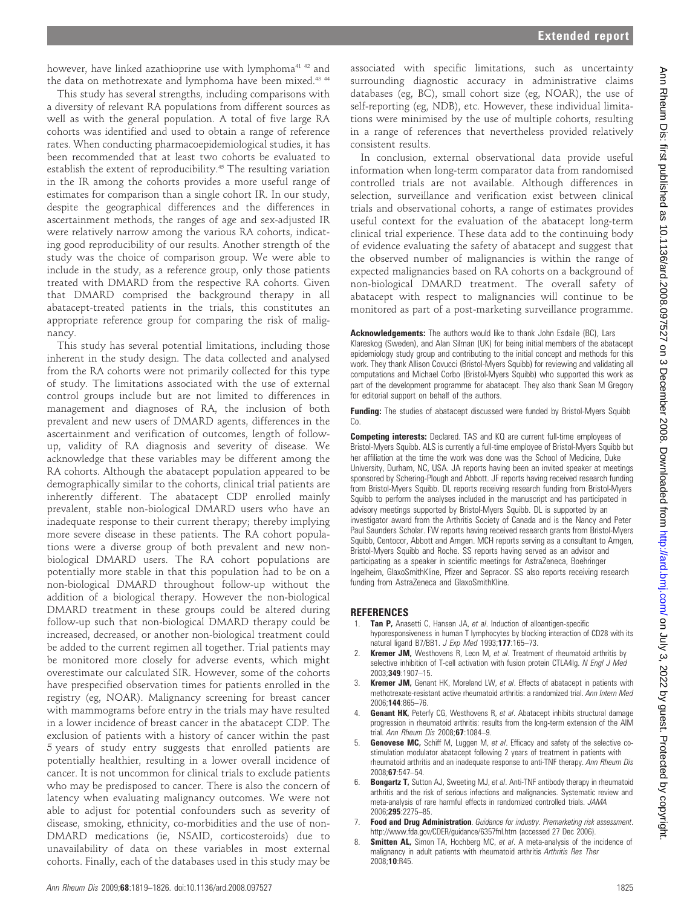however, have linked azathioprine use with lymphoma[41 42] and the data on methotrexate and lymphoma have been mixed.[43 44]

This study has several strengths, including comparisons with a diversity of relevant RA populations from different sources as well as with the general population. A total of five large RA cohorts was identified and used to obtain a range of reference rates. When conducting pharmacoepidemiological studies, it has been recommended that at least two cohorts be evaluated to establish the extent of reproducibility.[45] The resulting variation in the IR among the cohorts provides a more useful range of estimates for comparison than a single cohort IR. In our study, despite the geographical differences and the differences in ascertainment methods, the ranges of age and sex-adjusted IR were relatively narrow among the various RA cohorts, indicating good reproducibility of our results. Another strength of the study was the choice of comparison group. We were able to include in the study, as a reference group, only those patients treated with DMARD from the respective RA cohorts. Given that DMARD comprised the background therapy in all abatacept-treated patients in the trials, this constitutes an appropriate reference group for comparing the risk of malignancy.

This study has several potential limitations, including those inherent in the study design. The data collected and analysed from the RA cohorts were not primarily collected for this type of study. The limitations associated with the use of external control groups include but are not limited to differences in management and diagnoses of RA, the inclusion of both prevalent and new users of DMARD agents, differences in the ascertainment and verification of outcomes, length of follow-up, validity of RA diagnosis and severity of disease. We acknowledge that these variables may be different among the RA cohorts. Although the abatacept population appeared to be demographically similar to the cohorts, clinical trial patients are inherently different. The abatacept CDP enrolled mainly prevalent, stable non-biological DMARD users who have an inadequate response to their current therapy; thereby implying more severe disease in these patients. The RA cohort populations were a diverse group of both prevalent and new non-biological DMARD users. The RA cohort populations are potentially more stable in that this population had to be on a non-biological DMARD throughout follow-up without the addition of a biological therapy. However the non-biological DMARD treatment in these groups could be altered during follow-up such that non-biological DMARD therapy could be increased, decreased, or another non-biological treatment could be added to the current regimen all together. Trial patients may be monitored more closely for adverse events, which might overestimate our calculated SIR. However, some of the cohorts have prespecified observation times for patients enrolled in the registry (eg, NOAR). Malignancy screening for breast cancer with mammograms before entry in the trials may have resulted in a lower incidence of breast cancer in the abatacept CDP. The exclusion of patients with a history of cancer within the past 5 years of study entry suggests that enrolled patients are potentially healthier, resulting in a lower overall incidence of cancer. It is not uncommon for clinical trials to exclude patients who may be predisposed to cancer. There is also the concern of latency when evaluating malignancy outcomes. We were not able to adjust for potential confounders such as severity of disease, smoking, ethnicity, co-morbidities and the use of non-DMARD medications (ie, NSAID, corticosteroids) due to unavailability of data on these variables in most external cohorts. Finally, each of the databases used in this study may be associated with specific limitations, such as uncertainty surrounding diagnostic accuracy in administrative claims databases (eg, BC), small cohort size (eg, NOAR), the use of self-reporting (eg, NDB), etc. However, these individual limitations were minimised by the use of multiple cohorts, resulting in a range of references that nevertheless provided relatively consistent results.

In conclusion, external observational data provide useful information when long-term comparator data from randomised controlled trials are not available. Although differences in selection, surveillance and verification exist between clinical trials and observational cohorts, a range of estimates provides useful context for the evaluation of the abatacept long-term clinical trial experience. These data add to the continuing body of evidence evaluating the safety of abatacept and suggest that the observed number of malignancies is within the range of expected malignancies based on RA cohorts on a background of non-biological DMARD treatment. The overall safety of abatacept with respect to malignancies will continue to be monitored as part of a post-marketing surveillance programme.

**Acknowledgements:** The authors would like to thank John Esdaile (BC), Lars Klareskog (Sweden), and Alan Silman (UK) for being initial members of the abatacept epidemiology study group and contributing to the initial concept and methods for this work. They thank Allison Covucci (Bristol-Myers Squibb) for reviewing and validating all computations and Michael Corbo (Bristol-Myers Squibb) who supported this work as part of the development programme for abatacept. They also thank Sean M Gregory for editorial support on behalf of the authors.

**Funding:** The studies of abatacept discussed were funded by Bristol-Myers Squibb Co.

**Competing interests:** Declared. TAS and KQ are current full-time employees of Bristol-Myers Squibb. ALS is currently a full-time employee of Bristol-Myers Squibb but her affiliation at the time the work was done was the School of Medicine, Duke University, Durham, NC, USA. JA reports having been an invited speaker at meetings sponsored by Schering-Plough and Abbott. JF reports having received research funding from Bristol-Myers Squibb. DL reports receiving research funding from Bristol-Myers Squibb to perform the analyses included in the manuscript and has participated in advisory meetings supported by Bristol-Myers Squibb. DL is supported by an investigator award from the Arthritis Society of Canada and is the Nancy and Peter Paul Saunders Scholar. FW reports having received research grants from Bristol-Myers Squibb, Centocor, Abbott and Amgen. MCH reports serving as a consultant to Amgen, Bristol-Myers Squibb and Roche. SS reports having served as an advisor and participating as a speaker in scientific meetings for AstraZeneca, Boehringer Ingelheim, GlaxoSmithKline, Pfizer and Sepracor. SS also reports receiving research funding from AstraZeneca and GlaxoSmithKline.

## REFERENCES

1. **Tan P,** Anasetti C, Hansen JA, *et al*. Induction of alloantigen-specific hyporesponsiveness in human T lymphocytes by blocking interaction of CD28 with its natural ligand B7/BB1. *J Exp Med* 1993;**177**:165–73.
2. **Kremer JM,** Westhovens R, Leon M, *et al*. Treatment of rheumatoid arthritis by selective inhibition of T-cell activation with fusion protein CTLA4Ig. *N Engl J Med* 2003;**349**:1907–15.
3. **Kremer JM,** Genant HK, Moreland LW, *et al*. Effects of abatacept in patients with methotrexate-resistant active rheumatoid arthritis: a randomized trial. *Ann Intern Med* 2006;**144**:865–76.
4. **Genant HK,** Peterfy CG, Westhovens R, *et al*. Abatacept inhibits structural damage progression in rheumatoid arthritis: results from the long-term extension of the AIM trial. *Ann Rheum Dis* 2008;**67**:1084–9.
5. **Genovese MC,** Schiff M, Luggen M, *et al*. Efficacy and safety of the selective co-stimulation modulator abatacept following 2 years of treatment in patients with rheumatoid arthritis and an inadequate response to anti-TNF therapy. *Ann Rheum Dis* 2008;**67**:547–54.
6. **Bongartz T,** Sutton AJ, Sweeting MJ, *et al*. Anti-TNF antibody therapy in rheumatoid arthritis and the risk of serious infections and malignancies. Systematic review and meta-analysis of rare harmful effects in randomized controlled trials. *JAMA* 2006;**295**:2275–85.
7. **Food and Drug Administration**. *Guidance for industry. Premarketing risk assessment*. http://www.fda.gov/CDER/guidance/6357fnl.htm (accessed 27 Dec 2006).
8. **Smitten AL,** Simon TA, Hochberg MC, *et al*. A meta-analysis of the incidence of malignancy in adult patients with rheumatoid arthritis *Arthritis Res Ther* 2008;**10**:R45.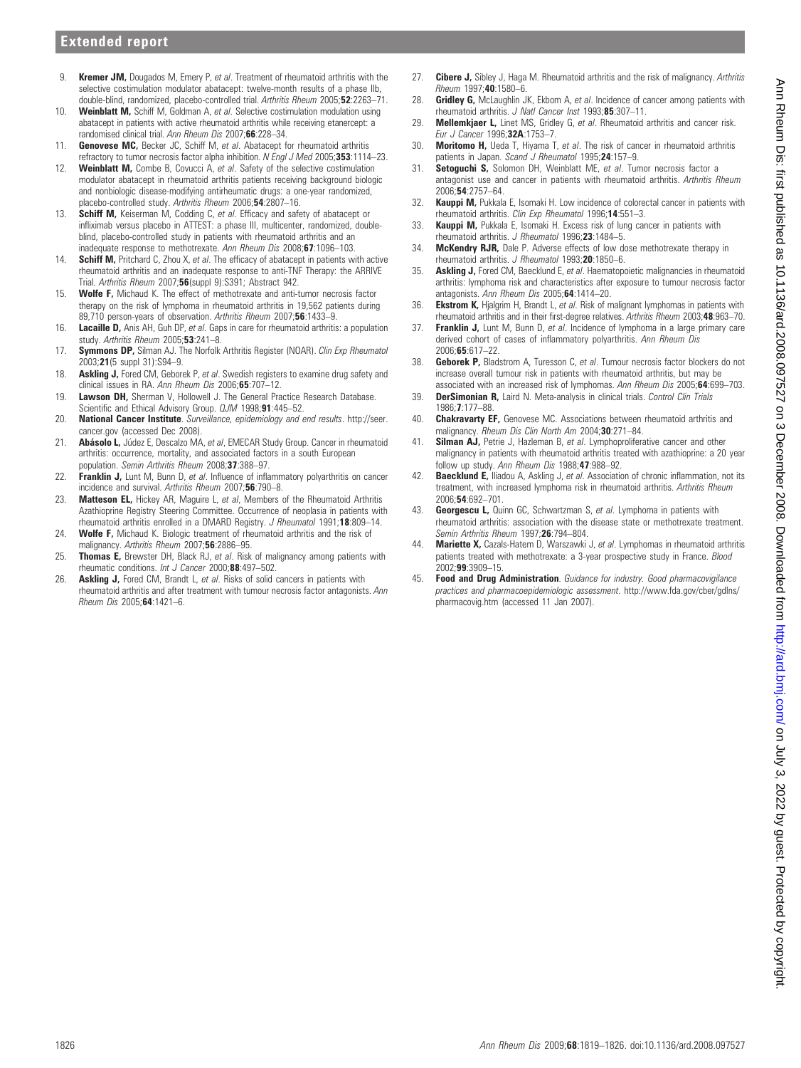9. **Kremer JM,** Dougados M, Emery P, *et al*. Treatment of rheumatoid arthritis with the selective costimulation modulator abatacept: twelve-month results of a phase IIb, double-blind, randomized, placebo-controlled trial. *Arthritis Rheum* 2005;**52**:2263–71.
10. **Weinblatt M,** Schiff M, Goldman A, *et al*. Selective costimulation modulation using abatacept in patients with active rheumatoid arthritis while receiving etanercept: a randomised clinical trial. *Ann Rheum Dis* 2007;**66**:228–34.
11. **Genovese MC,** Becker JC, Schiff M, *et al*. Abatacept for rheumatoid arthritis refractory to tumor necrosis factor alpha inhibition. *N Engl J Med* 2005;**353**:1114–23.
12. **Weinblatt M,** Combe B, Covucci A, *et al*. Safety of the selective costimulation modulator abatacept in rheumatoid arthritis patients receiving background biologic and nonbiologic disease-modifying antirheumatic drugs: a one-year randomized, placebo-controlled study. *Arthritis Rheum* 2006;**54**:2807–16.
13. **Schiff M,** Keiserman M, Codding C, *et al*. Efficacy and safety of abatacept or infliximab versus placebo in ATTEST: a phase III, multicenter, randomized, double-blind, placebo-controlled study in patients with rheumatoid arthritis and an inadequate response to methotrexate. *Ann Rheum Dis* 2008;**67**:1096–103.
14. **Schiff M,** Pritchard C, Zhou X, *et al*. The efficacy of abatacept in patients with active rheumatoid arthritis and an inadequate response to anti-TNF Therapy: the ARRIVE Trial. *Arthritis Rheum* 2007;**56**(suppl 9):S391; Abstract 942.
15. **Wolfe F,** Michaud K. The effect of methotrexate and anti-tumor necrosis factor therapy on the risk of lymphoma in rheumatoid arthritis in 19,562 patients during 89,710 person-years of observation. *Arthritis Rheum* 2007;**56**:1433–9.
16. **Lacaille D,** Anis AH, Guh DP, *et al*. Gaps in care for rheumatoid arthritis: a population study. *Arthritis Rheum* 2005;**53**:241–8.
17. **Symmons DP,** Silman AJ. The Norfolk Arthritis Register (NOAR). *Clin Exp Rheumatol* 2003;**21**(5 suppl 31):S94–9.
18. **Askling J,** Fored CM, Geborek P, *et al*. Swedish registers to examine drug safety and clinical issues in RA. *Ann Rheum Dis* 2006;**65**:707–12.
19. **Lawson DH,** Sherman V, Hollowell J. The General Practice Research Database. Scientific and Ethical Advisory Group. *QJM* 1998;**91**:445–52.
20. **National Cancer Institute**. *Surveillance, epidemiology and end results*. http://seer.cancer.gov (accessed Dec 2008).
21. **Abásolo L,** Júdez E, Descalzo MA, *et al*, EMECAR Study Group. Cancer in rheumatoid arthritis: occurrence, mortality, and associated factors in a south European population. *Semin Arthritis Rheum* 2008;**37**:388–97.
22. **Franklin J,** Lunt M, Bunn D, *et al*. Influence of inflammatory polyarthritis on cancer incidence and survival. *Arthritis Rheum* 2007;**56**:790–8.
23. **Matteson EL,** Hickey AR, Maguire L, *et al*, Members of the Rheumatoid Arthritis Azathioprine Registry Steering Committee. Occurrence of neoplasia in patients with rheumatoid arthritis enrolled in a DMARD Registry. *J Rheumatol* 1991;**18**:809–14.
24. **Wolfe F,** Michaud K. Biologic treatment of rheumatoid arthritis and the risk of malignancy. *Arthritis Rheum* 2007;**56**:2886–95.
25. **Thomas E,** Brewster DH, Black RJ, *et al*. Risk of malignancy among patients with rheumatic conditions. *Int J Cancer* 2000;**88**:497–502.
26. **Askling J,** Fored CM, Brandt L, *et al*. Risks of solid cancers in patients with rheumatoid arthritis and after treatment with tumour necrosis factor antagonists. *Ann Rheum Dis* 2005;**64**:1421–6.
27. **Cibere J,** Sibley J, Haga M. Rheumatoid arthritis and the risk of malignancy. *Arthritis Rheum* 1997;**40**:1580–6.
28. **Gridley G,** McLaughlin JK, Ekbom A, *et al*. Incidence of cancer among patients with rheumatoid arthritis. *J Natl Cancer Inst* 1993;**85**:307–11.
29. **Mellemkjaer L,** Linet MS, Gridley G, *et al*. Rheumatoid arthritis and cancer risk. *Eur J Cancer* 1996;**32A**:1753–7.
30. **Moritomo H,** Ueda T, Hiyama T, *et al*. The risk of cancer in rheumatoid arthritis patients in Japan. *Scand J Rheumatol* 1995;**24**:157–9.
31. **Setoguchi S,** Solomon DH, Weinblatt ME, *et al*. Tumor necrosis factor a antagonist use and cancer in patients with rheumatoid arthritis. *Arthritis Rheum* 2006;**54**:2757–64.
32. **Kauppi M,** Pukkala E, Isomaki H. Low incidence of colorectal cancer in patients with rheumatoid arthritis. *Clin Exp Rheumatol* 1996;**14**:551–3.
33. **Kauppi M,** Pukkala E, Isomaki H. Excess risk of lung cancer in patients with rheumatoid arthritis. *J Rheumatol* 1996;**23**:1484–5.
34. **McKendry RJR,** Dale P. Adverse effects of low dose methotrexate therapy in rheumatoid arthritis. *J Rheumatol* 1993;**20**:1850–6.
35. **Askling J,** Fored CM, Baecklund E, *et al*. Haematopoietic malignancies in rheumatoid arthritis: lymphoma risk and characteristics after exposure to tumour necrosis factor antagonists. *Ann Rheum Dis* 2005;**64**:1414–20.
36. **Ekstrom K,** Hjalgrim H, Brandt L, *et al*. Risk of malignant lymphomas in patients with rheumatoid arthritis and in their first-degree relatives. *Arthritis Rheum* 2003;**48**:963–70.
37. **Franklin J,** Lunt M, Bunn D, *et al*. Incidence of lymphoma in a large primary care derived cohort of cases of inflammatory polyarthritis. *Ann Rheum Dis* 2006;**65**:617–22.
38. **Geborek P,** Bladstrom A, Turesson C, *et al*. Tumour necrosis factor blockers do not increase overall tumour risk in patients with rheumatoid arthritis, but may be associated with an increased risk of lymphomas. *Ann Rheum Dis* 2005;**64**:699–703.
39. **DerSimonian R,** Laird N. Meta-analysis in clinical trials. *Control Clin Trials* 1986;**7**:177–88.
40. **Chakravarty EF,** Genovese MC. Associations between rheumatoid arthritis and malignancy. *Rheum Dis Clin North Am* 2004;**30**:271–84.
41. **Silman AJ,** Petrie J, Hazleman B, *et al*. Lymphoproliferative cancer and other malignancy in patients with rheumatoid arthritis treated with azathioprine: a 20 year follow up study. *Ann Rheum Dis* 1988;**47**:988–92.
42. **Baecklund E,** Iliadou A, Askling J, *et al*. Association of chronic inflammation, not its treatment, with increased lymphoma risk in rheumatoid arthritis. *Arthritis Rheum* 2006;**54**:692–701.
43. **Georgescu L,** Quinn GC, Schwartzman S, *et al*. Lymphoma in patients with rheumatoid arthritis: association with the disease state or methotrexate treatment. *Semin Arthritis Rheum* 1997;**26**:794–804.
44. **Mariette X,** Cazals-Hatem D, Warszawki J, *et al*. Lymphomas in rheumatoid arthritis patients treated with methotrexate: a 3-year prospective study in France. *Blood* 2002;**99**:3909–15.
45. **Food and Drug Administration**. *Guidance for industry. Good pharmacovigilance practices and pharmacoepidemiologic assessment*. http://www.fda.gov/cber/gdlns/pharmacovig.htm (accessed 11 Jan 2007).